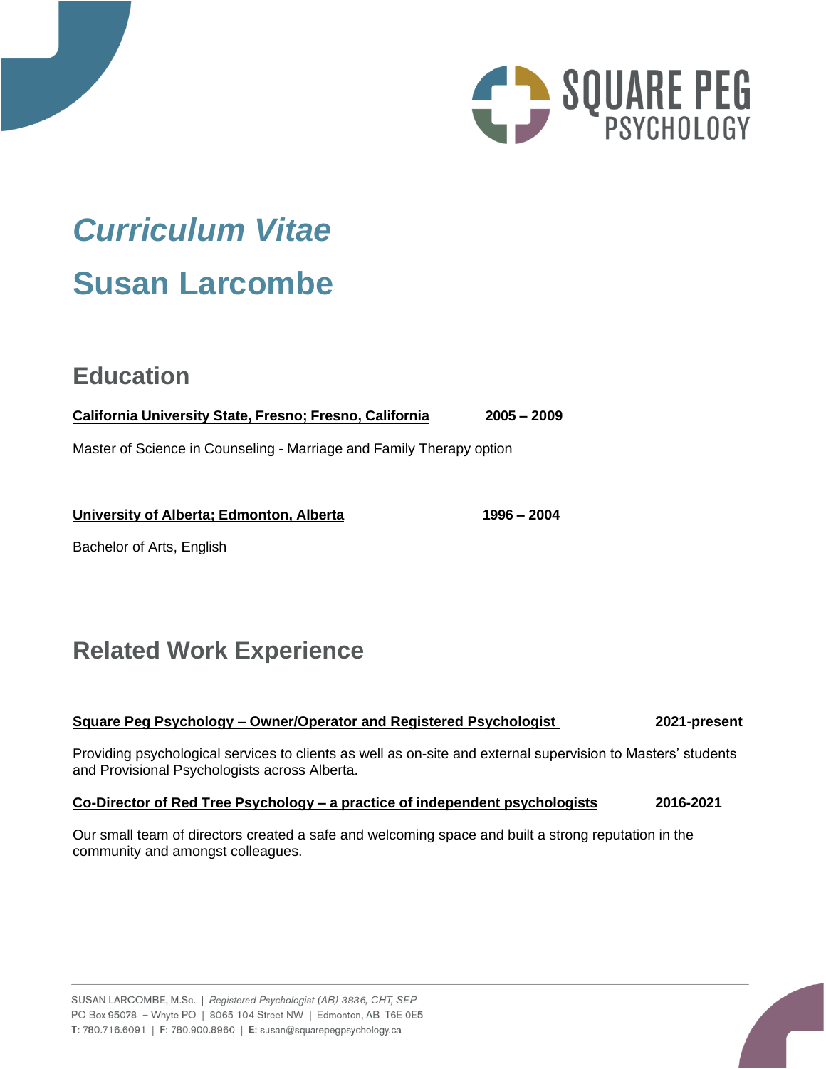# *Curriculum Vitae*

# Susan Larcombe

## Education

**California University State, Fresno; Fresno, California** **2005 – 2009**

Master of Science in Counseling - Marriage and Family Therapy option

**University of Alberta; Edmonton, Alberta** **1996 – 2004**

Bachelor of Arts, English

## Related Work Experience

**Square Peg Psychology – Owner/Operator and Registered Psychologist** **2021-present**

Providing psychological services to clients as well as on-site and external supervision to Masters' students and Provisional Psychologists across Alberta.

**Co-Director of Red Tree Psychology – a practice of independent psychologists** **2016-2021**

Our small team of directors created a safe and welcoming space and built a strong reputation in the community and amongst colleagues.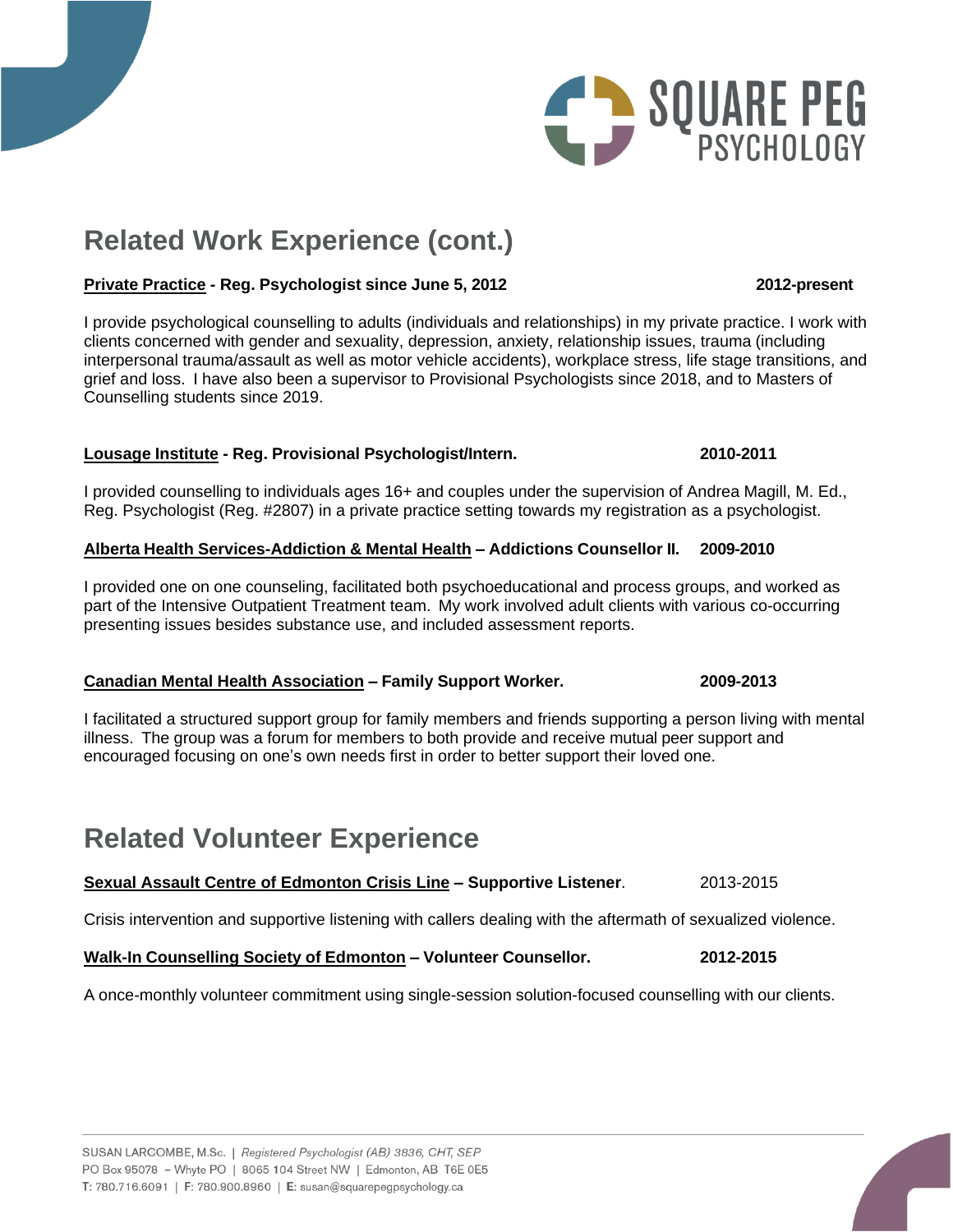## Related Work Experience (cont.)

**Private Practice - Reg. Psychologist since June 5, 2012** **2012-present**

I provide psychological counselling to adults (individuals and relationships) in my private practice. I work with clients concerned with gender and sexuality, depression, anxiety, relationship issues, trauma (including interpersonal trauma/assault as well as motor vehicle accidents), workplace stress, life stage transitions, and grief and loss. I have also been a supervisor to Provisional Psychologists since 2018, and to Masters of Counselling students since 2019.

**Lousage Institute - Reg. Provisional Psychologist/Intern.** **2010-2011**

I provided counselling to individuals ages 16+ and couples under the supervision of Andrea Magill, M. Ed., Reg. Psychologist (Reg. #2807) in a private practice setting towards my registration as a psychologist.

**Alberta Health Services-Addiction & Mental Health – Addictions Counsellor II.** **2009-2010**

I provided one on one counseling, facilitated both psychoeducational and process groups, and worked as part of the Intensive Outpatient Treatment team. My work involved adult clients with various co-occurring presenting issues besides substance use, and included assessment reports.

**Canadian Mental Health Association – Family Support Worker.** **2009-2013**

I facilitated a structured support group for family members and friends supporting a person living with mental illness. The group was a forum for members to both provide and receive mutual peer support and encouraged focusing on one's own needs first in order to better support their loved one.

## Related Volunteer Experience

**Sexual Assault Centre of Edmonton Crisis Line – Supportive Listener**. 2013-2015

Crisis intervention and supportive listening with callers dealing with the aftermath of sexualized violence.

**Walk-In Counselling Society of Edmonton – Volunteer Counsellor.** **2012-2015**

A once-monthly volunteer commitment using single-session solution-focused counselling with our clients.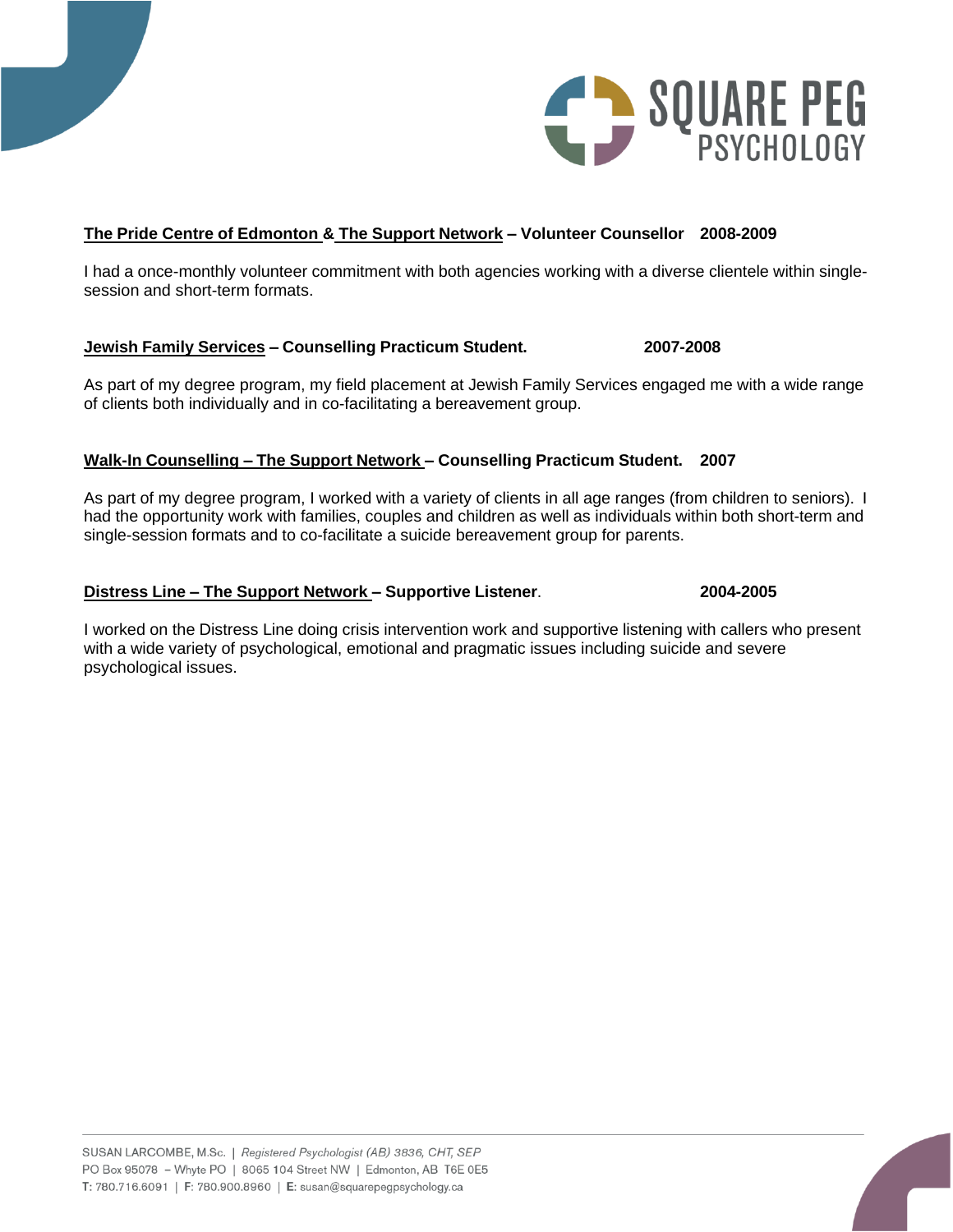**The Pride Centre of Edmonton & The Support Network – Volunteer Counsellor 2008-2009**

I had a once-monthly volunteer commitment with both agencies working with a diverse clientele within single-session and short-term formats.

**Jewish Family Services – Counselling Practicum Student. 2007-2008**

As part of my degree program, my field placement at Jewish Family Services engaged me with a wide range of clients both individually and in co-facilitating a bereavement group.

**Walk-In Counselling – The Support Network – Counselling Practicum Student. 2007**

As part of my degree program, I worked with a variety of clients in all age ranges (from children to seniors). I had the opportunity work with families, couples and children as well as individuals within both short-term and single-session formats and to co-facilitate a suicide bereavement group for parents.

**Distress Line – The Support Network – Supportive Listener. 2004-2005**

I worked on the Distress Line doing crisis intervention work and supportive listening with callers who present with a wide variety of psychological, emotional and pragmatic issues including suicide and severe psychological issues.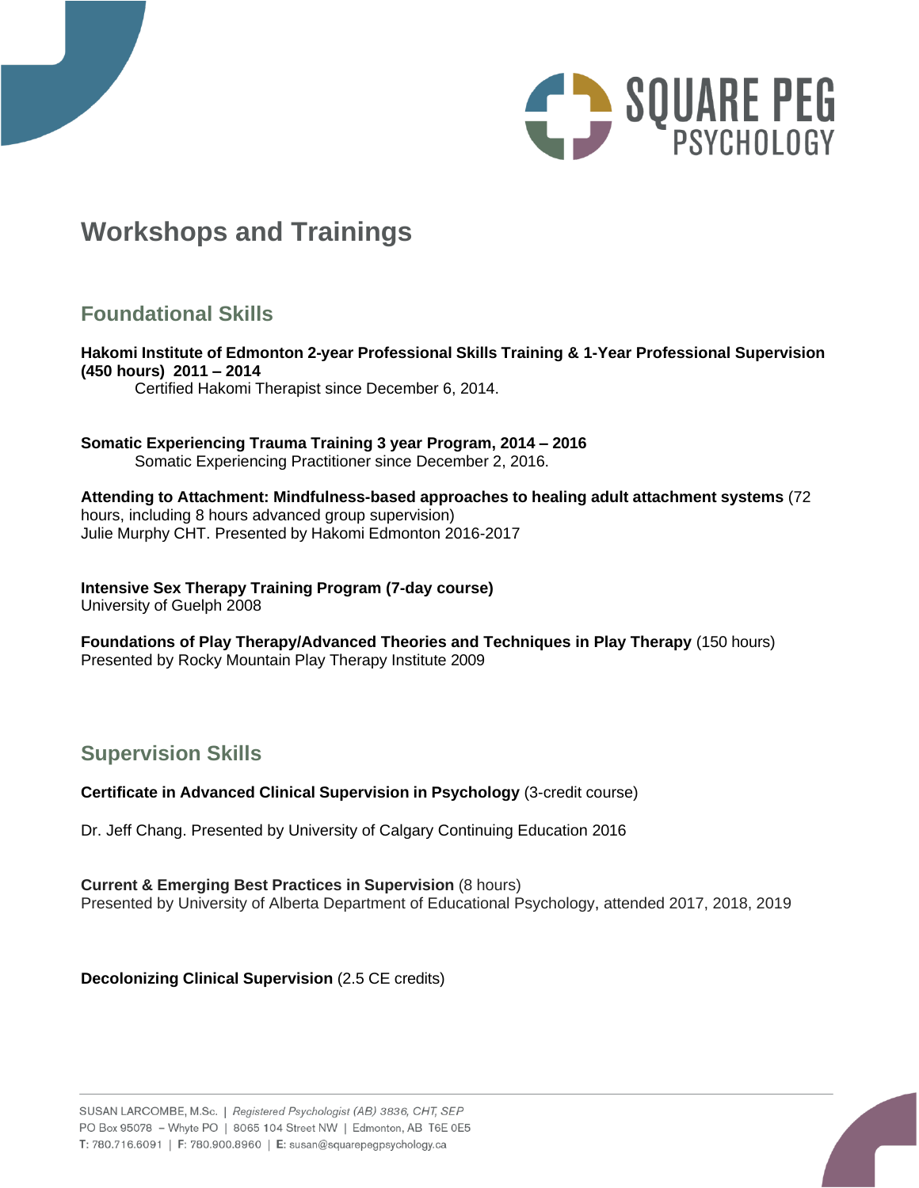# Workshops and Trainings

## Foundational Skills

**Hakomi Institute of Edmonton 2-year Professional Skills Training & 1-Year Professional Supervision (450 hours) 2011 – 2014**
Certified Hakomi Therapist since December 6, 2014.

**Somatic Experiencing Trauma Training 3 year Program, 2014 – 2016**
Somatic Experiencing Practitioner since December 2, 2016.

**Attending to Attachment: Mindfulness-based approaches to healing adult attachment systems** (72 hours, including 8 hours advanced group supervision)
Julie Murphy CHT. Presented by Hakomi Edmonton 2016-2017

**Intensive Sex Therapy Training Program (7-day course)**
University of Guelph 2008

**Foundations of Play Therapy/Advanced Theories and Techniques in Play Therapy** (150 hours)
Presented by Rocky Mountain Play Therapy Institute 2009

## Supervision Skills

**Certificate in Advanced Clinical Supervision in Psychology** (3-credit course)

Dr. Jeff Chang. Presented by University of Calgary Continuing Education 2016

**Current & Emerging Best Practices in Supervision** (8 hours)
Presented by University of Alberta Department of Educational Psychology, attended 2017, 2018, 2019

**Decolonizing Clinical Supervision** (2.5 CE credits)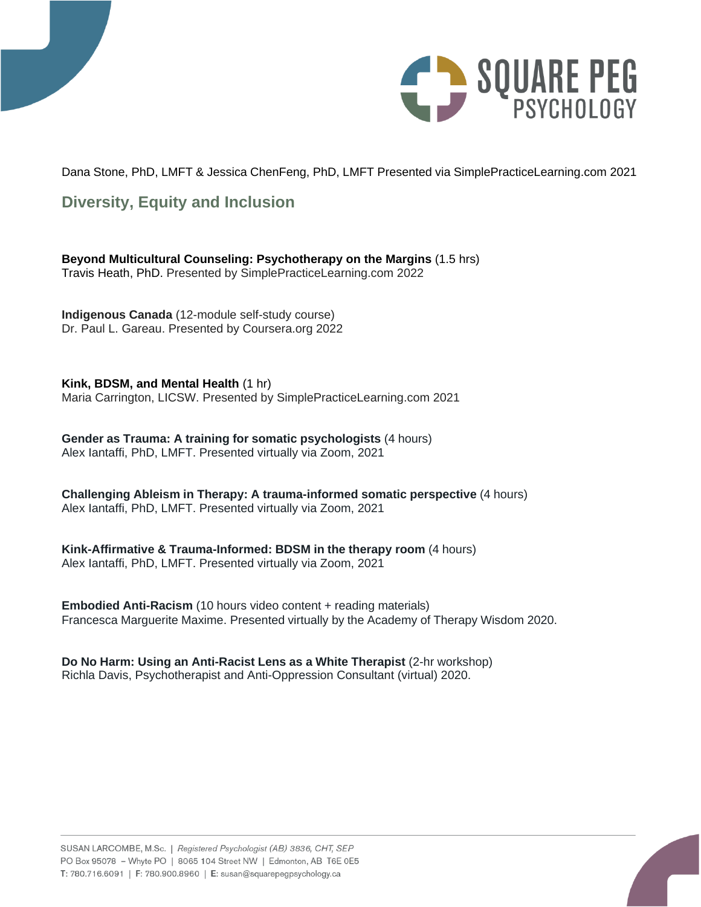Dana Stone, PhD, LMFT & Jessica ChenFeng, PhD, LMFT Presented via SimplePracticeLearning.com 2021

## Diversity, Equity and Inclusion

**Beyond Multicultural Counseling: Psychotherapy on the Margins** (1.5 hrs)
Travis Heath, PhD. Presented by SimplePracticeLearning.com 2022

**Indigenous Canada** (12-module self-study course)
Dr. Paul L. Gareau. Presented by Coursera.org 2022

**Kink, BDSM, and Mental Health** (1 hr)
Maria Carrington, LICSW. Presented by SimplePracticeLearning.com 2021

**Gender as Trauma: A training for somatic psychologists** (4 hours)
Alex Iantaffi, PhD, LMFT. Presented virtually via Zoom, 2021

**Challenging Ableism in Therapy: A trauma-informed somatic perspective** (4 hours)
Alex Iantaffi, PhD, LMFT. Presented virtually via Zoom, 2021

**Kink-Affirmative & Trauma-Informed: BDSM in the therapy room** (4 hours)
Alex Iantaffi, PhD, LMFT. Presented virtually via Zoom, 2021

**Embodied Anti-Racism** (10 hours video content + reading materials)
Francesca Marguerite Maxime. Presented virtually by the Academy of Therapy Wisdom 2020.

**Do No Harm: Using an Anti-Racist Lens as a White Therapist** (2-hr workshop)
Richla Davis, Psychotherapist and Anti-Oppression Consultant (virtual) 2020.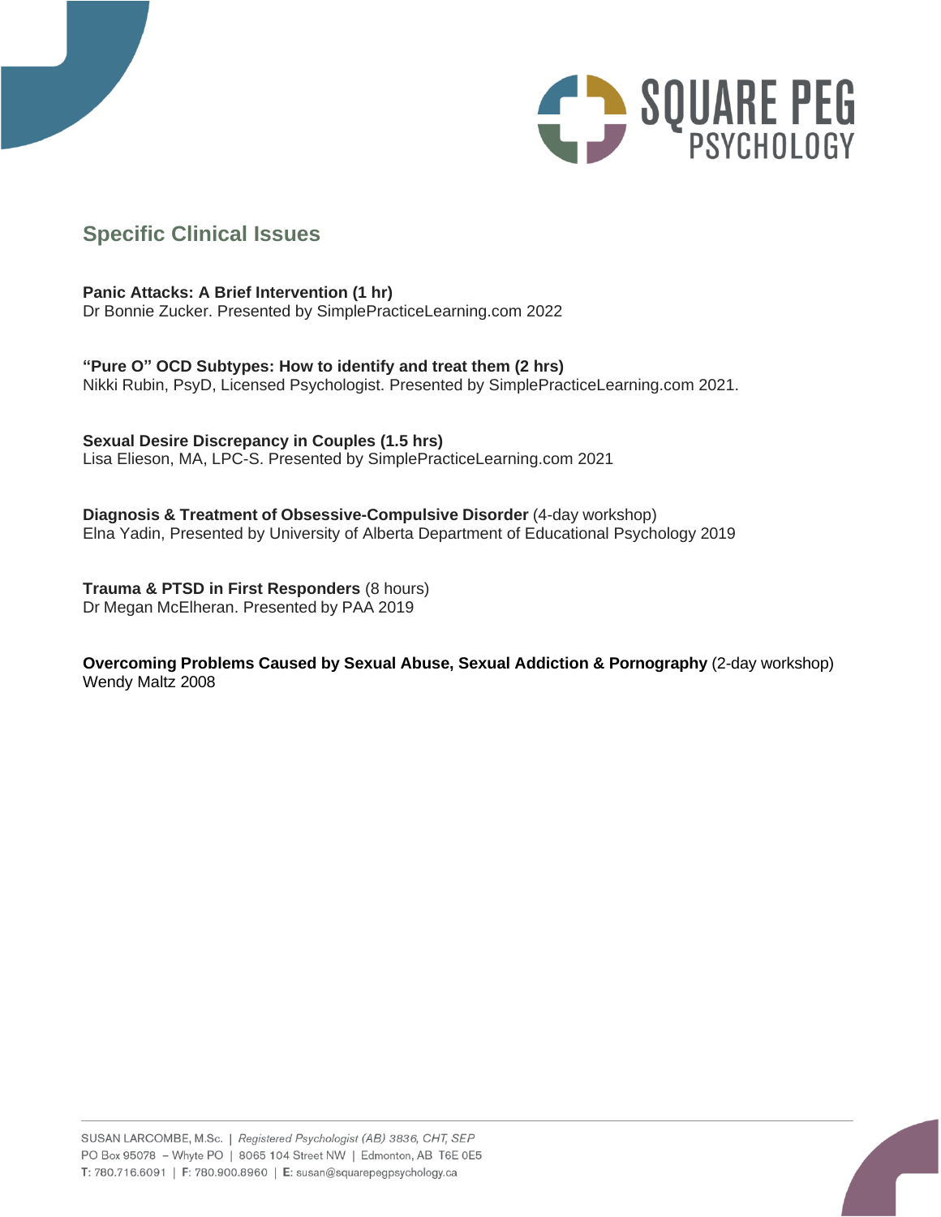## Specific Clinical Issues

**Panic Attacks: A Brief Intervention (1 hr)**
Dr Bonnie Zucker. Presented by SimplePracticeLearning.com 2022

**"Pure O" OCD Subtypes: How to identify and treat them (2 hrs)**
Nikki Rubin, PsyD, Licensed Psychologist. Presented by SimplePracticeLearning.com 2021.

**Sexual Desire Discrepancy in Couples (1.5 hrs)**
Lisa Elieson, MA, LPC-S. Presented by SimplePracticeLearning.com 2021

**Diagnosis & Treatment of Obsessive-Compulsive Disorder** (4-day workshop)
Elna Yadin, Presented by University of Alberta Department of Educational Psychology 2019

**Trauma & PTSD in First Responders** (8 hours)
Dr Megan McElheran. Presented by PAA 2019

**Overcoming Problems Caused by Sexual Abuse, Sexual Addiction & Pornography** (2-day workshop)
Wendy Maltz 2008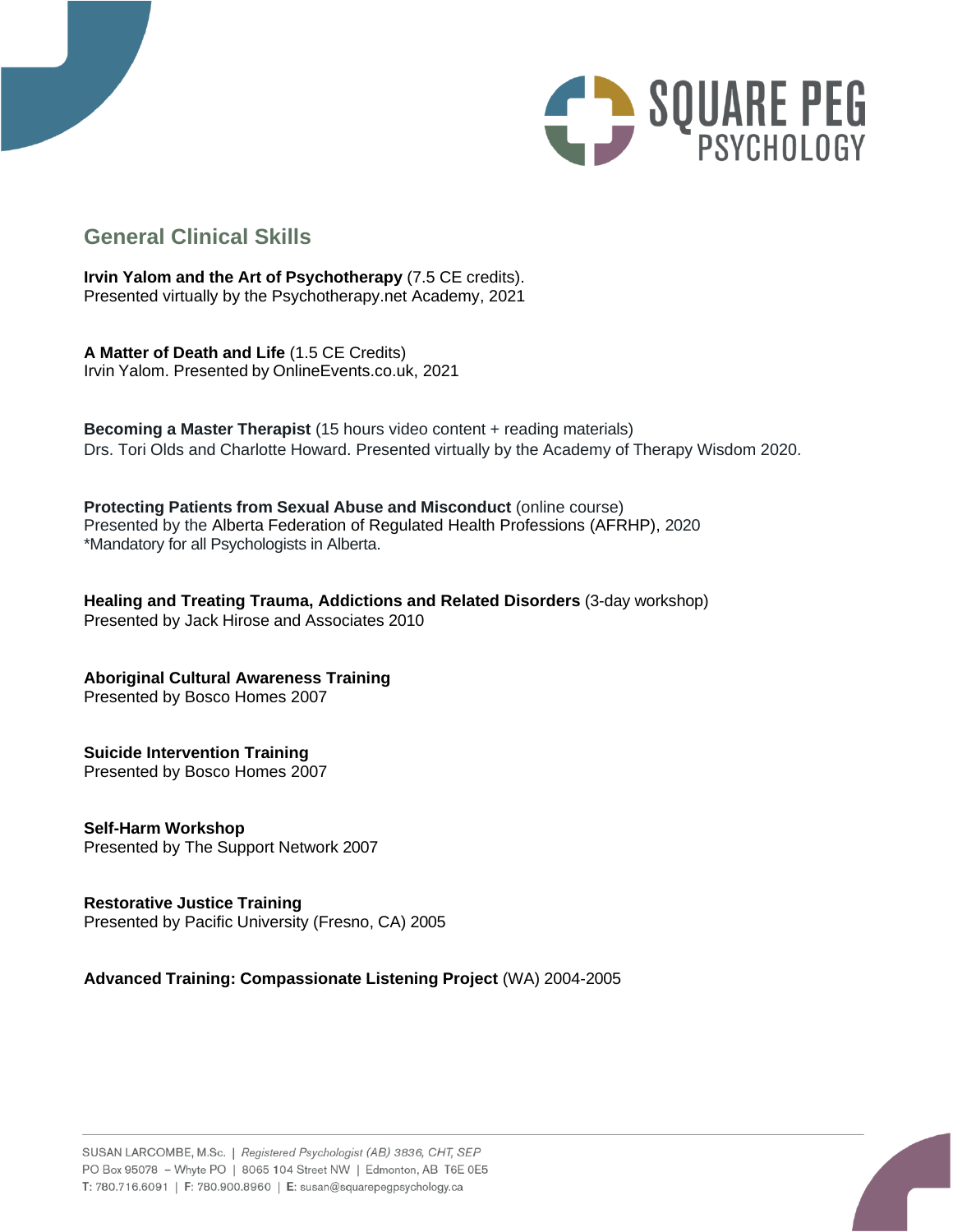## General Clinical Skills

**Irvin Yalom and the Art of Psychotherapy** (7.5 CE credits).
Presented virtually by the Psychotherapy.net Academy, 2021

**A Matter of Death and Life** (1.5 CE Credits)
Irvin Yalom. Presented by OnlineEvents.co.uk, 2021

**Becoming a Master Therapist** (15 hours video content + reading materials)
Drs. Tori Olds and Charlotte Howard. Presented virtually by the Academy of Therapy Wisdom 2020.

**Protecting Patients from Sexual Abuse and Misconduct** (online course)
Presented by the Alberta Federation of Regulated Health Professions (AFRHP), 2020
*Mandatory for all Psychologists in Alberta.

**Healing and Treating Trauma, Addictions and Related Disorders** (3-day workshop)
Presented by Jack Hirose and Associates 2010

**Aboriginal Cultural Awareness Training**
Presented by Bosco Homes 2007

**Suicide Intervention Training**
Presented by Bosco Homes 2007

**Self-Harm Workshop**
Presented by The Support Network 2007

**Restorative Justice Training**
Presented by Pacific University (Fresno, CA) 2005

**Advanced Training: Compassionate Listening Project** (WA) 2004-2005